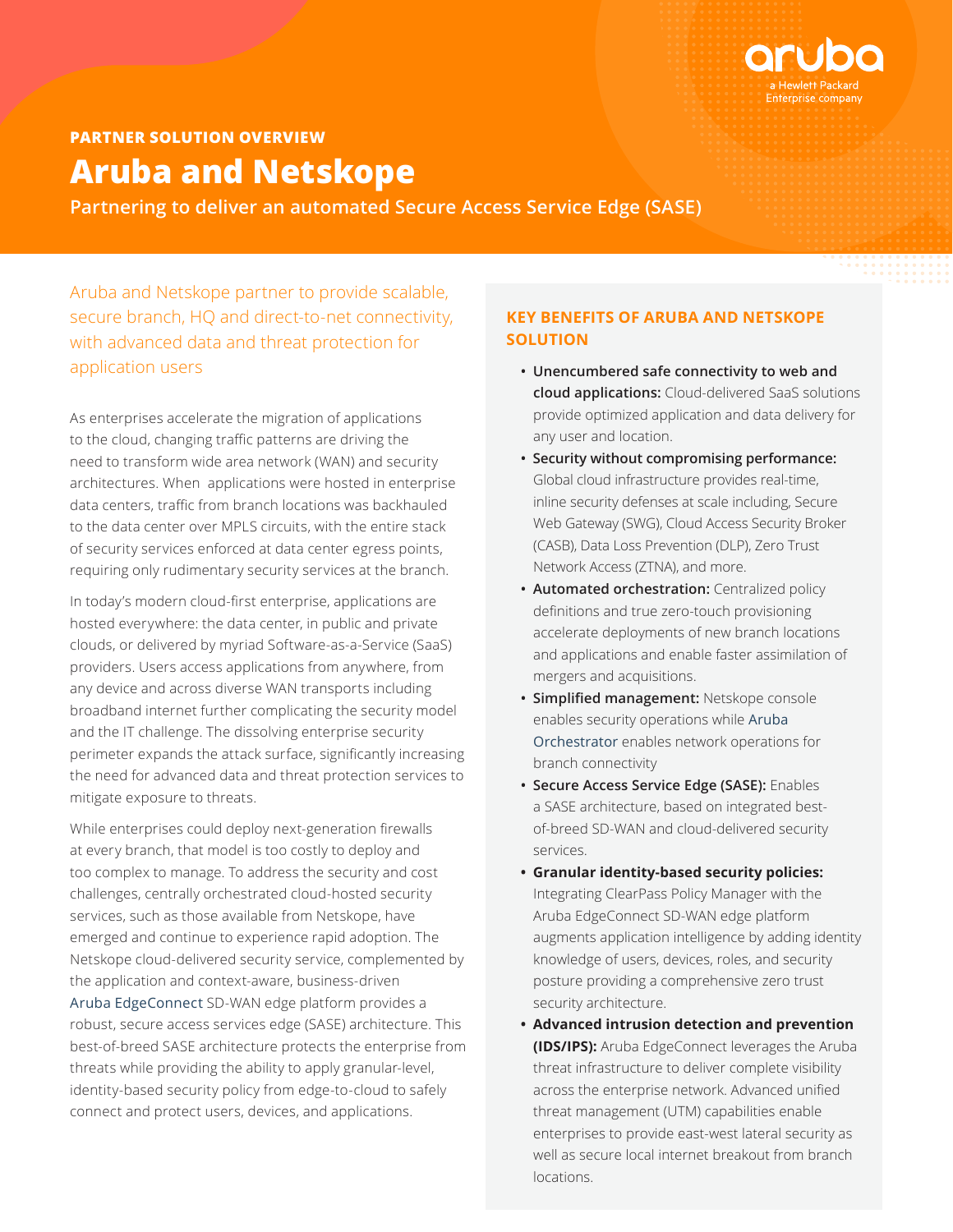PARTNER SOLUTION OVERVIEW

# Aruba and Netskope

## Partnering to deliver an automated Secure Access Service Edge (SASE)

Aruba and Netskope partner to provide scalable, secure branch, HQ and direct-to-net connectivity, with advanced data and threat protection for application users

As enterprises accelerate the migration of applications to the cloud, changing traffic patterns are driving the need to transform wide area network (WAN) and security architectures. When applications were hosted in enterprise data centers, traffic from branch locations was backhauled to the data center over MPLS circuits, with the entire stack of security services enforced at data center egress points, requiring only rudimentary security services at the branch.

In today's modern cloud-first enterprise, applications are hosted everywhere: the data center, in public and private clouds, or delivered by myriad Software-as-a-Service (SaaS) providers. Users access applications from anywhere, from any device and across diverse WAN transports including broadband internet further complicating the security model and the IT challenge. The dissolving enterprise security perimeter expands the attack surface, significantly increasing the need for advanced data and threat protection services to mitigate exposure to threats.

While enterprises could deploy next-generation firewalls at every branch, that model is too costly to deploy and too complex to manage. To address the security and cost challenges, centrally orchestrated cloud-hosted security services, such as those available from Netskope, have emerged and continue to experience rapid adoption. The Netskope cloud-delivered security service, complemented by the application and context-aware, business-driven Aruba EdgeConnect SD-WAN edge platform provides a robust, secure access services edge (SASE) architecture. This best-of-breed SASE architecture protects the enterprise from threats while providing the ability to apply granular-level, identity-based security policy from edge-to-cloud to safely connect and protect users, devices, and applications.

### KEY BENEFITS OF ARUBA AND NETSKOPE SOLUTION

- **Unencumbered safe connectivity to web and cloud applications:** Cloud-delivered SaaS solutions provide optimized application and data delivery for any user and location.
- **Security without compromising performance:** Global cloud infrastructure provides real-time, inline security defenses at scale including, Secure Web Gateway (SWG), Cloud Access Security Broker (CASB), Data Loss Prevention (DLP), Zero Trust Network Access (ZTNA), and more.
- **Automated orchestration:** Centralized policy definitions and true zero-touch provisioning accelerate deployments of new branch locations and applications and enable faster assimilation of mergers and acquisitions.
- **Simplified management:** Netskope console enables security operations while Aruba Orchestrator enables network operations for branch connectivity
- **Secure Access Service Edge (SASE):** Enables a SASE architecture, based on integrated best-of-breed SD-WAN and cloud-delivered security services.
- **Granular identity-based security policies:** Integrating ClearPass Policy Manager with the Aruba EdgeConnect SD-WAN edge platform augments application intelligence by adding identity knowledge of users, devices, roles, and security posture providing a comprehensive zero trust security architecture.
- **Advanced intrusion detection and prevention (IDS/IPS):** Aruba EdgeConnect leverages the Aruba threat infrastructure to deliver complete visibility across the enterprise network. Advanced unified threat management (UTM) capabilities enable enterprises to provide east-west lateral security as well as secure local internet breakout from branch locations.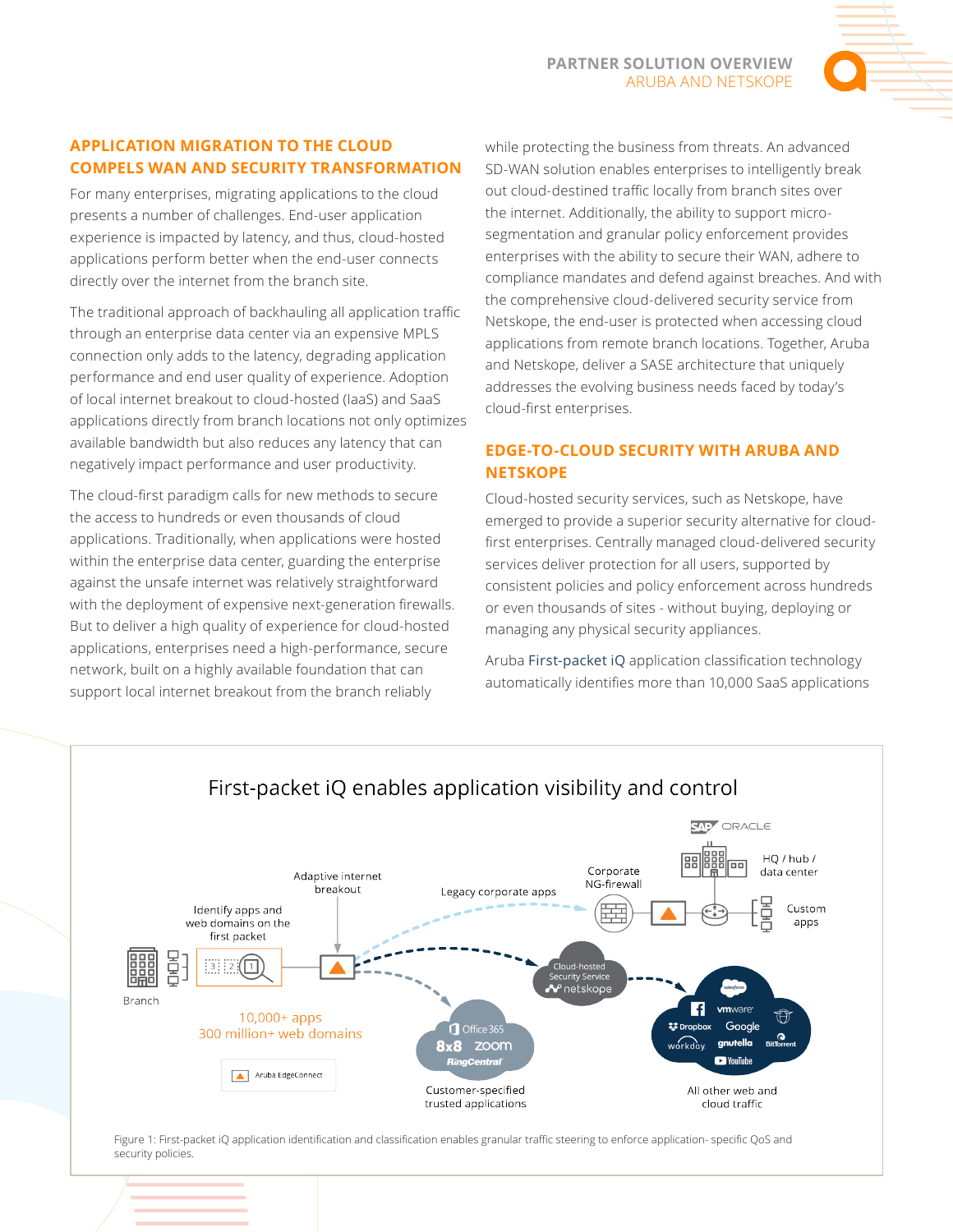## APPLICATION MIGRATION TO THE CLOUD COMPELS WAN AND SECURITY TRANSFORMATION

For many enterprises, migrating applications to the cloud presents a number of challenges. End-user application experience is impacted by latency, and thus, cloud-hosted applications perform better when the end-user connects directly over the internet from the branch site.

The traditional approach of backhauling all application traffic through an enterprise data center via an expensive MPLS connection only adds to the latency, degrading application performance and end user quality of experience. Adoption of local internet breakout to cloud-hosted (IaaS) and SaaS applications directly from branch locations not only optimizes available bandwidth but also reduces any latency that can negatively impact performance and user productivity.

The cloud-first paradigm calls for new methods to secure the access to hundreds or even thousands of cloud applications. Traditionally, when applications were hosted within the enterprise data center, guarding the enterprise against the unsafe internet was relatively straightforward with the deployment of expensive next-generation firewalls. But to deliver a high quality of experience for cloud-hosted applications, enterprises need a high-performance, secure network, built on a highly available foundation that can support local internet breakout from the branch reliably while protecting the business from threats. An advanced SD-WAN solution enables enterprises to intelligently break out cloud-destined traffic locally from branch sites over the internet. Additionally, the ability to support micro-segmentation and granular policy enforcement provides enterprises with the ability to secure their WAN, adhere to compliance mandates and defend against breaches. And with the comprehensive cloud-delivered security service from Netskope, the end-user is protected when accessing cloud applications from remote branch locations. Together, Aruba and Netskope, deliver a SASE architecture that uniquely addresses the evolving business needs faced by today's cloud-first enterprises.

## EDGE-TO-CLOUD SECURITY WITH ARUBA AND NETSKOPE

Cloud-hosted security services, such as Netskope, have emerged to provide a superior security alternative for cloud-first enterprises. Centrally managed cloud-delivered security services deliver protection for all users, supported by consistent policies and policy enforcement across hundreds or even thousands of sites - without buying, deploying or managing any physical security appliances.

Aruba First-packet iQ application classification technology automatically identifies more than 10,000 SaaS applications

First-packet iQ enables application visibility and control

Figure 1: First-packet iQ application identification and classification enables granular traffic steering to enforce application- specific QoS and security policies.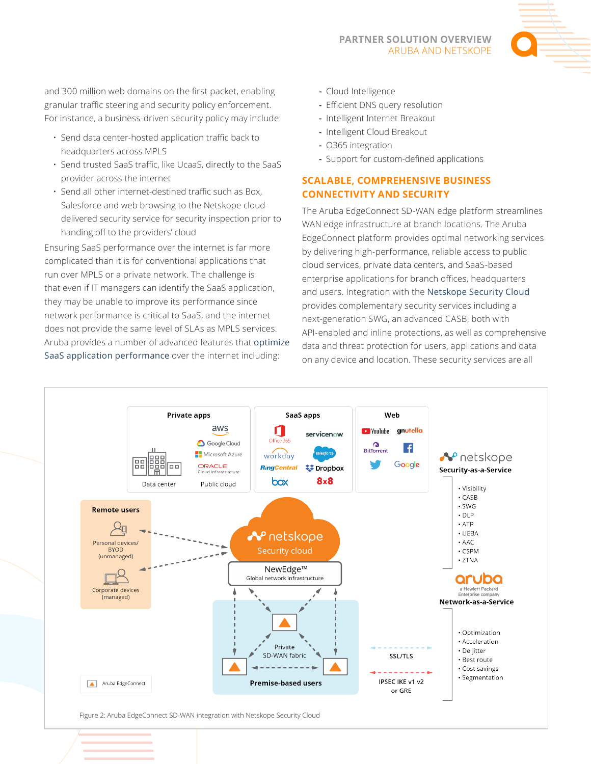and 300 million web domains on the first packet, enabling granular traffic steering and security policy enforcement. For instance, a business-driven security policy may include:

- Send data center-hosted application traffic back to headquarters across MPLS
- Send trusted SaaS traffic, like UcaaS, directly to the SaaS provider across the internet
- Send all other internet-destined traffic such as Box, Salesforce and web browsing to the Netskope cloud-delivered security service for security inspection prior to handing off to the providers' cloud

Ensuring SaaS performance over the internet is far more complicated than it is for conventional applications that run over MPLS or a private network. The challenge is that even if IT managers can identify the SaaS application, they may be unable to improve its performance since network performance is critical to SaaS, and the internet does not provide the same level of SLAs as MPLS services. Aruba provides a number of advanced features that optimize SaaS application performance over the internet including:

- Cloud Intelligence
- Efficient DNS query resolution
- Intelligent Internet Breakout
- Intelligent Cloud Breakout
- O365 integration
- Support for custom-defined applications

## SCALABLE, COMPREHENSIVE BUSINESS CONNECTIVITY AND SECURITY

The Aruba EdgeConnect SD-WAN edge platform streamlines WAN edge infrastructure at branch locations. The Aruba EdgeConnect platform provides optimal networking services by delivering high-performance, reliable access to public cloud services, private data centers, and SaaS-based enterprise applications for branch offices, headquarters and users. Integration with the Netskope Security Cloud provides complementary security services including a next-generation SWG, an advanced CASB, both with API-enabled and inline protections, as well as comprehensive data and threat protection for users, applications and data on any device and location. These security services are all

Figure 2: Aruba EdgeConnect SD-WAN integration with Netskope Security Cloud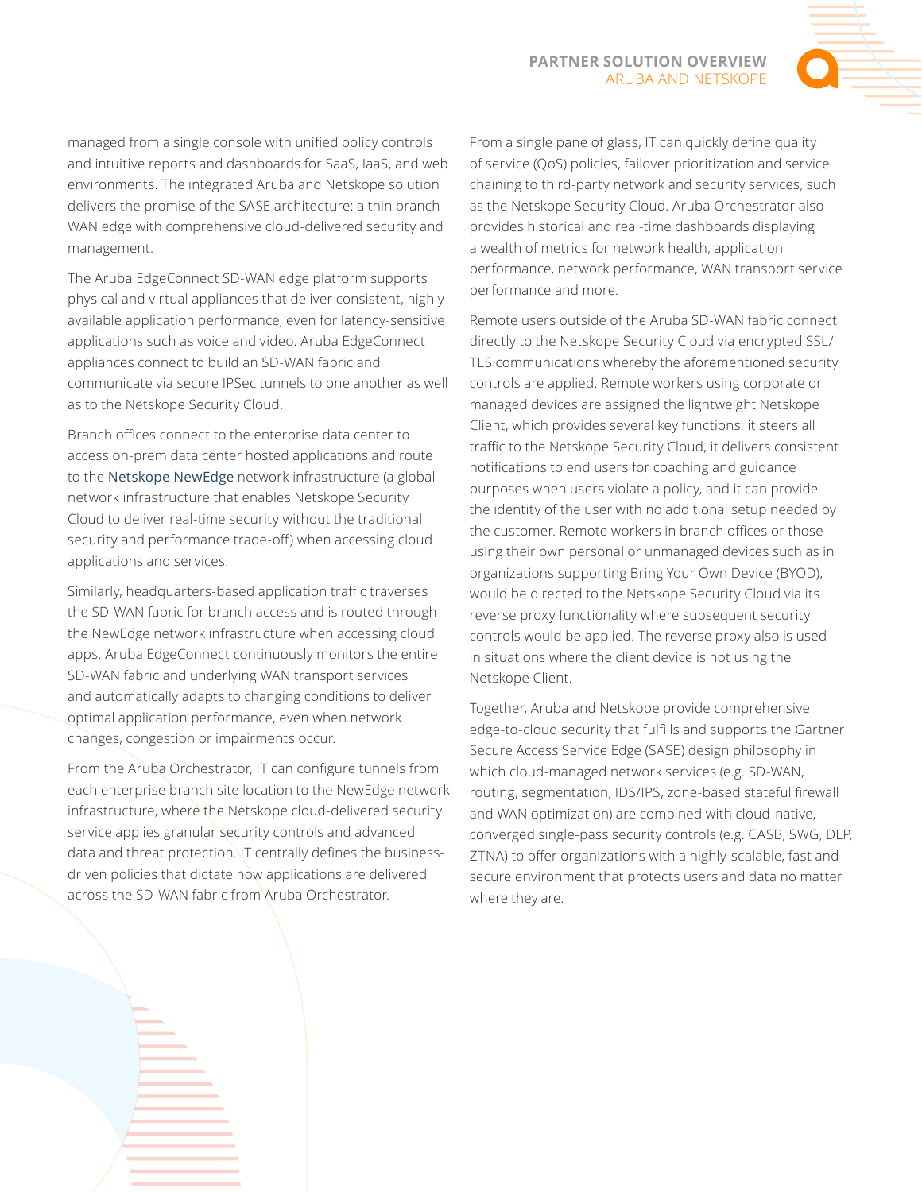managed from a single console with unified policy controls and intuitive reports and dashboards for SaaS, IaaS, and web environments. The integrated Aruba and Netskope solution delivers the promise of the SASE architecture: a thin branch WAN edge with comprehensive cloud-delivered security and management.

The Aruba EdgeConnect SD-WAN edge platform supports physical and virtual appliances that deliver consistent, highly available application performance, even for latency-sensitive applications such as voice and video. Aruba EdgeConnect appliances connect to build an SD-WAN fabric and communicate via secure IPSec tunnels to one another as well as to the Netskope Security Cloud.

Branch offices connect to the enterprise data center to access on-prem data center hosted applications and route to the Netskope NewEdge network infrastructure (a global network infrastructure that enables Netskope Security Cloud to deliver real-time security without the traditional security and performance trade-off) when accessing cloud applications and services.

Similarly, headquarters-based application traffic traverses the SD-WAN fabric for branch access and is routed through the NewEdge network infrastructure when accessing cloud apps. Aruba EdgeConnect continuously monitors the entire SD-WAN fabric and underlying WAN transport services and automatically adapts to changing conditions to deliver optimal application performance, even when network changes, congestion or impairments occur.

From the Aruba Orchestrator, IT can configure tunnels from each enterprise branch site location to the NewEdge network infrastructure, where the Netskope cloud-delivered security service applies granular security controls and advanced data and threat protection. IT centrally defines the business-driven policies that dictate how applications are delivered across the SD-WAN fabric from Aruba Orchestrator.

From a single pane of glass, IT can quickly define quality of service (QoS) policies, failover prioritization and service chaining to third-party network and security services, such as the Netskope Security Cloud. Aruba Orchestrator also provides historical and real-time dashboards displaying a wealth of metrics for network health, application performance, network performance, WAN transport service performance and more.

Remote users outside of the Aruba SD-WAN fabric connect directly to the Netskope Security Cloud via encrypted SSL/TLS communications whereby the aforementioned security controls are applied. Remote workers using corporate or managed devices are assigned the lightweight Netskope Client, which provides several key functions: it steers all traffic to the Netskope Security Cloud, it delivers consistent notifications to end users for coaching and guidance purposes when users violate a policy, and it can provide the identity of the user with no additional setup needed by the customer. Remote workers in branch offices or those using their own personal or unmanaged devices such as in organizations supporting Bring Your Own Device (BYOD), would be directed to the Netskope Security Cloud via its reverse proxy functionality where subsequent security controls would be applied. The reverse proxy also is used in situations where the client device is not using the Netskope Client.

Together, Aruba and Netskope provide comprehensive edge-to-cloud security that fulfills and supports the Gartner Secure Access Service Edge (SASE) design philosophy in which cloud-managed network services (e.g. SD-WAN, routing, segmentation, IDS/IPS, zone-based stateful firewall and WAN optimization) are combined with cloud-native, converged single-pass security controls (e.g. CASB, SWG, DLP, ZTNA) to offer organizations with a highly-scalable, fast and secure environment that protects users and data no matter where they are.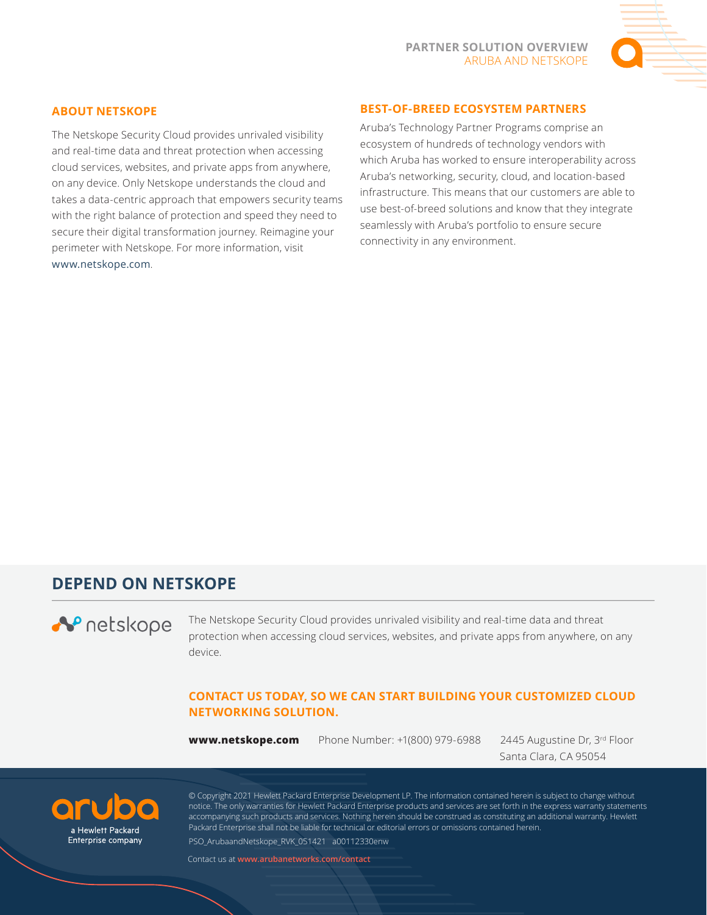## ABOUT NETSKOPE

The Netskope Security Cloud provides unrivaled visibility and real-time data and threat protection when accessing cloud services, websites, and private apps from anywhere, on any device. Only Netskope understands the cloud and takes a data-centric approach that empowers security teams with the right balance of protection and speed they need to secure their digital transformation journey. Reimagine your perimeter with Netskope. For more information, visit www.netskope.com.

## BEST-OF-BREED ECOSYSTEM PARTNERS

Aruba's Technology Partner Programs comprise an ecosystem of hundreds of technology vendors with which Aruba has worked to ensure interoperability across Aruba's networking, security, cloud, and location-based infrastructure. This means that our customers are able to use best-of-breed solutions and know that they integrate seamlessly with Aruba's portfolio to ensure secure connectivity in any environment.

## DEPEND ON NETSKOPE

netskope

The Netskope Security Cloud provides unrivaled visibility and real-time data and threat protection when accessing cloud services, websites, and private apps from anywhere, on any device.

### CONTACT US TODAY, SO WE CAN START BUILDING YOUR CUSTOMIZED CLOUD NETWORKING SOLUTION.

**www.netskope.com**

Phone Number: +1(800) 979-6988

2445 Augustine Dr, 3rd Floor
Santa Clara, CA 95054

aruba
a Hewlett Packard Enterprise company

© Copyright 2021 Hewlett Packard Enterprise Development LP. The information contained herein is subject to change without notice. The only warranties for Hewlett Packard Enterprise products and services are set forth in the express warranty statements accompanying such products and services. Nothing herein should be construed as constituting an additional warranty. Hewlett Packard Enterprise shall not be liable for technical or editorial errors or omissions contained herein.

PSO_ArubaandNetskope_RVK_051421 a00112330enw

Contact us at www.arubanetworks.com/contact